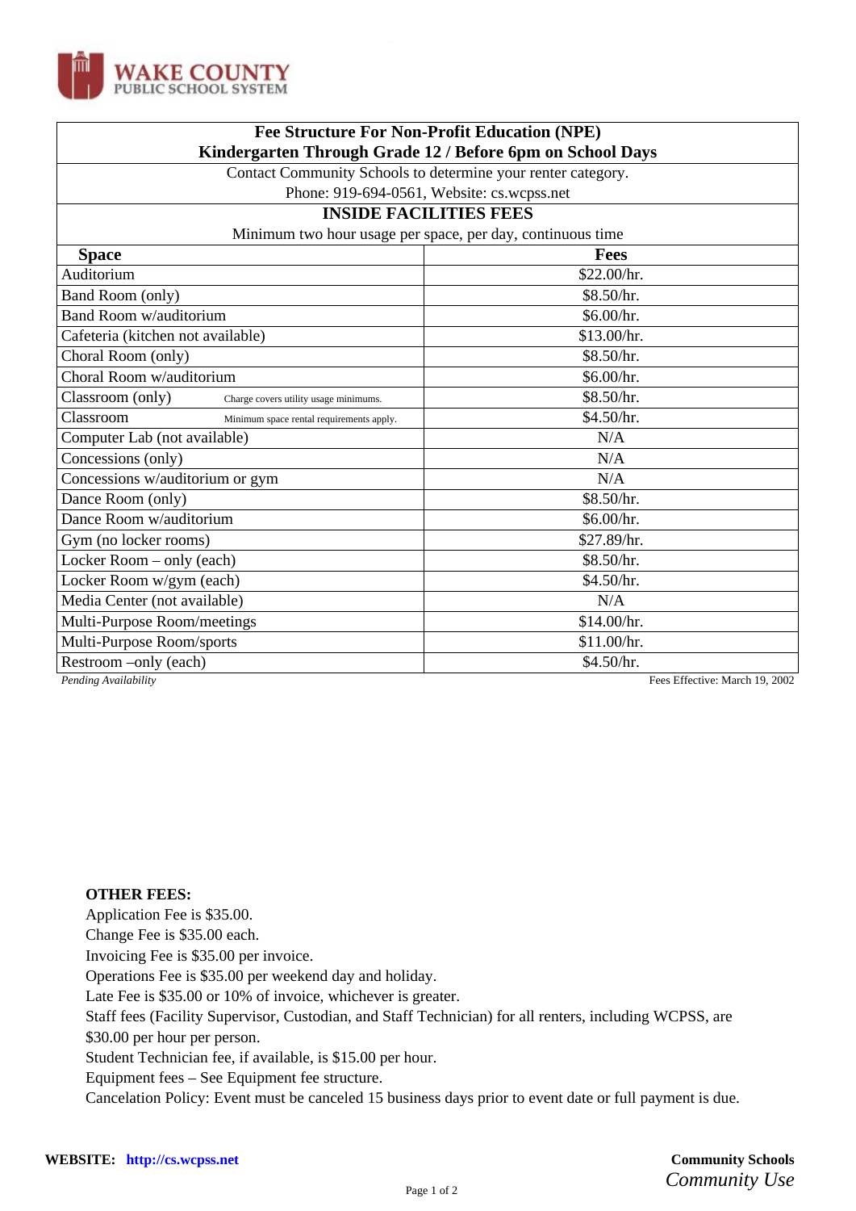WAKE COUNTY
PUBLIC SCHOOL SYSTEM

## Fee Structure For Non-Profit Education (NPE)
## Kindergarten Through Grade 12 / Before 6pm on School Days

Contact Community Schools to determine your renter category.
Phone: 919-694-0561, Website: cs.wcpss.net

### INSIDE FACILITIES FEES

Minimum two hour usage per space, per day, continuous time

| Space | Fees |
|---|---|
| Auditorium | $22.00/hr. |
| Band Room (only) | $8.50/hr. |
| Band Room w/auditorium | $6.00/hr. |
| Cafeteria (kitchen not available) | $13.00/hr. |
| Choral Room (only) | $8.50/hr. |
| Choral Room w/auditorium | $6.00/hr. |
| Classroom (only) Charge covers utility usage minimums. | $8.50/hr. |
| Classroom Minimum space rental requirements apply. | $4.50/hr. |
| Computer Lab (not available) | N/A |
| Concessions (only) | N/A |
| Concessions w/auditorium or gym | N/A |
| Dance Room (only) | $8.50/hr. |
| Dance Room w/auditorium | $6.00/hr. |
| Gym (no locker rooms) | $27.89/hr. |
| Locker Room – only (each) | $8.50/hr. |
| Locker Room w/gym (each) | $4.50/hr. |
| Media Center (not available) | N/A |
| Multi-Purpose Room/meetings | $14.00/hr. |
| Multi-Purpose Room/sports | $11.00/hr. |
| Restroom –only (each) | $4.50/hr. |

*Pending Availability*

Fees Effective: March 19, 2002

**OTHER FEES:**

Application Fee is $35.00.
Change Fee is $35.00 each.
Invoicing Fee is $35.00 per invoice.
Operations Fee is $35.00 per weekend day and holiday.
Late Fee is $35.00 or 10% of invoice, whichever is greater.
Staff fees (Facility Supervisor, Custodian, and Staff Technician) for all renters, including WCPSS, are $30.00 per hour per person.
Student Technician fee, if available, is $15.00 per hour.
Equipment fees – See Equipment fee structure.
Cancelation Policy: Event must be canceled 15 business days prior to event date or full payment is due.

**WEBSITE:** http://cs.wcpss.net

**Community Schools**
*Community Use*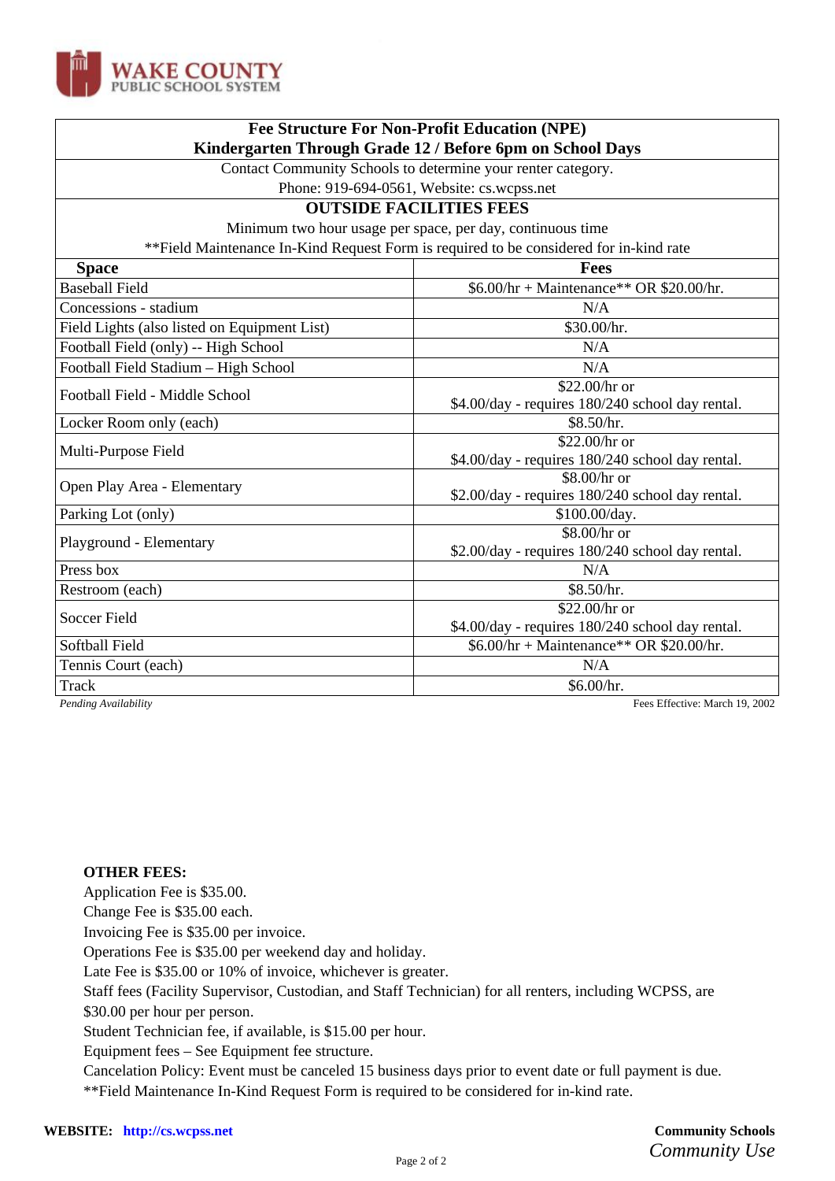WAKE COUNTY PUBLIC SCHOOL SYSTEM

| Fee Structure For Non-Profit Education (NPE) Kindergarten Through Grade 12 / Before 6pm on School Days | |
|---|---|
| Contact Community Schools to determine your renter category. Phone: 919-694-0561, Website: cs.wcpss.net | |
| **OUTSIDE FACILITIES FEES** Minimum two hour usage per space, per day, continuous time **Field Maintenance In-Kind Request Form is required to be considered for in-kind rate | |
| **Space** | **Fees** |
| Baseball Field | $6.00/hr + Maintenance** OR $20.00/hr. |
| Concessions - stadium | N/A |
| Field Lights (also listed on Equipment List) | $30.00/hr. |
| Football Field (only) -- High School | N/A |
| Football Field Stadium – High School | N/A |
| Football Field - Middle School | $22.00/hr or $4.00/day - requires 180/240 school day rental. |
| Locker Room only (each) | $8.50/hr. |
| Multi-Purpose Field | $22.00/hr or $4.00/day - requires 180/240 school day rental. |
| Open Play Area - Elementary | $8.00/hr or $2.00/day - requires 180/240 school day rental. |
| Parking Lot (only) | $100.00/day. |
| Playground - Elementary | $8.00/hr or $2.00/day - requires 180/240 school day rental. |
| Press box | N/A |
| Restroom (each) | $8.50/hr. |
| Soccer Field | $22.00/hr or $4.00/day - requires 180/240 school day rental. |
| Softball Field | $6.00/hr + Maintenance** OR $20.00/hr. |
| Tennis Court (each) | N/A |
| Track | $6.00/hr. |

*Pending Availability*

Fees Effective: March 19, 2002

**OTHER FEES:**

Application Fee is $35.00.
Change Fee is $35.00 each.
Invoicing Fee is $35.00 per invoice.
Operations Fee is $35.00 per weekend day and holiday.
Late Fee is $35.00 or 10% of invoice, whichever is greater.
Staff fees (Facility Supervisor, Custodian, and Staff Technician) for all renters, including WCPSS, are $30.00 per hour per person.
Student Technician fee, if available, is $15.00 per hour.
Equipment fees – See Equipment fee structure.
Cancelation Policy: Event must be canceled 15 business days prior to event date or full payment is due.
**Field Maintenance In-Kind Request Form is required to be considered for in-kind rate.

**WEBSITE:** **http://cs.wcpss.net**

**Community Schools**
*Community Use*